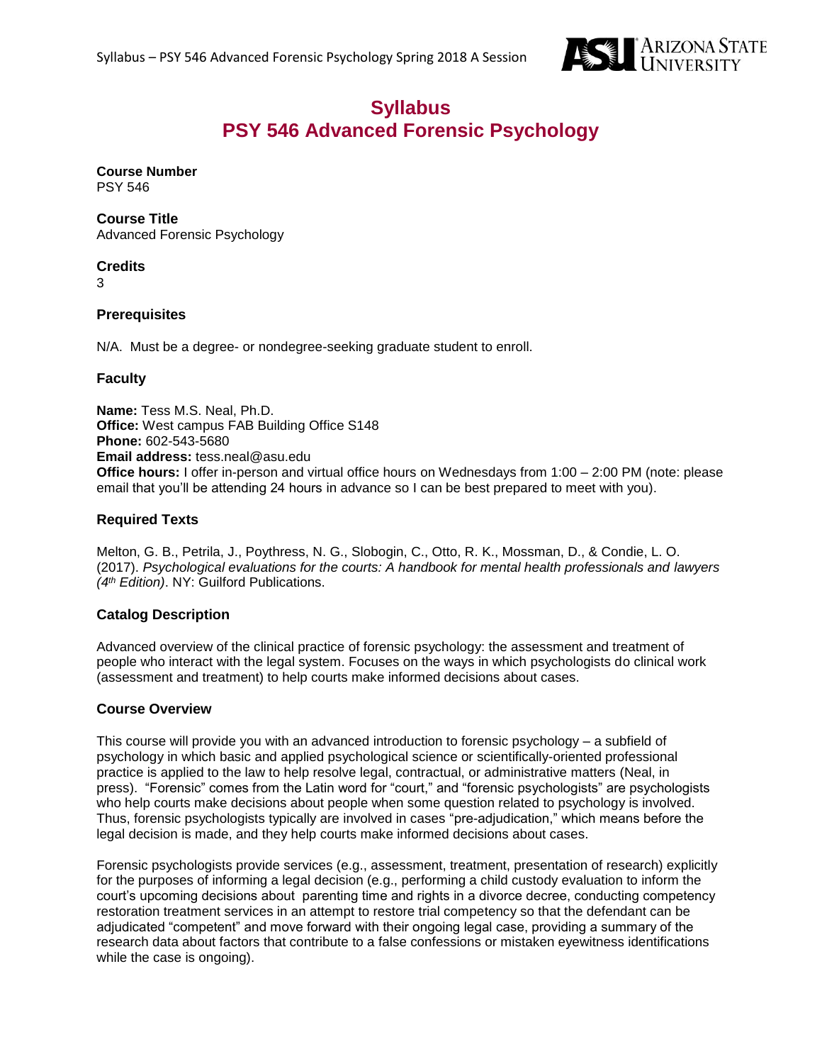# Syllabus
# PSY 546 Advanced Forensic Psychology

**Course Number**
PSY 546

**Course Title**
Advanced Forensic Psychology

**Credits**
3

### Prerequisites

N/A. Must be a degree- or nondegree-seeking graduate student to enroll.

### Faculty

**Name:** Tess M.S. Neal, Ph.D.
**Office:** West campus FAB Building Office S148
**Phone:** 602-543-5680
**Email address:** tess.neal@asu.edu
**Office hours:** I offer in-person and virtual office hours on Wednesdays from 1:00 – 2:00 PM (note: please email that you'll be attending 24 hours in advance so I can be best prepared to meet with you).

### Required Texts

Melton, G. B., Petrila, J., Poythress, N. G., Slobogin, C., Otto, R. K., Mossman, D., & Condie, L. O. (2017). *Psychological evaluations for the courts: A handbook for mental health professionals and lawyers (4th Edition)*. NY: Guilford Publications.

### Catalog Description

Advanced overview of the clinical practice of forensic psychology: the assessment and treatment of people who interact with the legal system. Focuses on the ways in which psychologists do clinical work (assessment and treatment) to help courts make informed decisions about cases.

### Course Overview

This course will provide you with an advanced introduction to forensic psychology – a subfield of psychology in which basic and applied psychological science or scientifically-oriented professional practice is applied to the law to help resolve legal, contractual, or administrative matters (Neal, in press). "Forensic" comes from the Latin word for "court," and "forensic psychologists" are psychologists who help courts make decisions about people when some question related to psychology is involved. Thus, forensic psychologists typically are involved in cases "pre-adjudication," which means before the legal decision is made, and they help courts make informed decisions about cases.

Forensic psychologists provide services (e.g., assessment, treatment, presentation of research) explicitly for the purposes of informing a legal decision (e.g., performing a child custody evaluation to inform the court's upcoming decisions about parenting time and rights in a divorce decree, conducting competency restoration treatment services in an attempt to restore trial competency so that the defendant can be adjudicated "competent" and move forward with their ongoing legal case, providing a summary of the research data about factors that contribute to a false confessions or mistaken eyewitness identifications while the case is ongoing).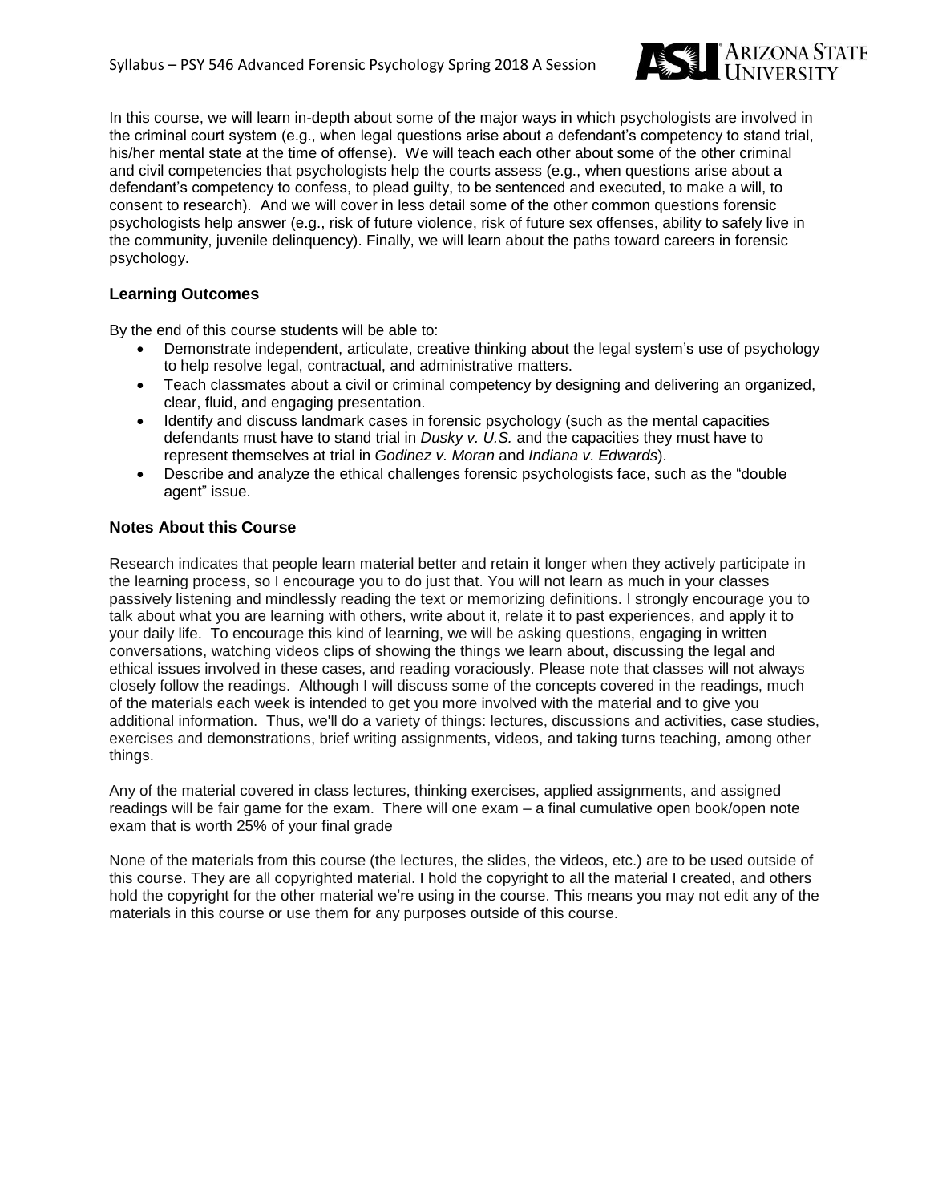In this course, we will learn in-depth about some of the major ways in which psychologists are involved in the criminal court system (e.g., when legal questions arise about a defendant's competency to stand trial, his/her mental state at the time of offense). We will teach each other about some of the other criminal and civil competencies that psychologists help the courts assess (e.g., when questions arise about a defendant's competency to confess, to plead guilty, to be sentenced and executed, to make a will, to consent to research). And we will cover in less detail some of the other common questions forensic psychologists help answer (e.g., risk of future violence, risk of future sex offenses, ability to safely live in the community, juvenile delinquency). Finally, we will learn about the paths toward careers in forensic psychology.

### Learning Outcomes

By the end of this course students will be able to:

- Demonstrate independent, articulate, creative thinking about the legal system's use of psychology to help resolve legal, contractual, and administrative matters.
- Teach classmates about a civil or criminal competency by designing and delivering an organized, clear, fluid, and engaging presentation.
- Identify and discuss landmark cases in forensic psychology (such as the mental capacities defendants must have to stand trial in *Dusky v. U.S.* and the capacities they must have to represent themselves at trial in *Godinez v. Moran* and *Indiana v. Edwards*).
- Describe and analyze the ethical challenges forensic psychologists face, such as the "double agent" issue.

### Notes About this Course

Research indicates that people learn material better and retain it longer when they actively participate in the learning process, so I encourage you to do just that. You will not learn as much in your classes passively listening and mindlessly reading the text or memorizing definitions. I strongly encourage you to talk about what you are learning with others, write about it, relate it to past experiences, and apply it to your daily life. To encourage this kind of learning, we will be asking questions, engaging in written conversations, watching videos clips of showing the things we learn about, discussing the legal and ethical issues involved in these cases, and reading voraciously. Please note that classes will not always closely follow the readings. Although I will discuss some of the concepts covered in the readings, much of the materials each week is intended to get you more involved with the material and to give you additional information. Thus, we'll do a variety of things: lectures, discussions and activities, case studies, exercises and demonstrations, brief writing assignments, videos, and taking turns teaching, among other things.

Any of the material covered in class lectures, thinking exercises, applied assignments, and assigned readings will be fair game for the exam. There will one exam – a final cumulative open book/open note exam that is worth 25% of your final grade

None of the materials from this course (the lectures, the slides, the videos, etc.) are to be used outside of this course. They are all copyrighted material. I hold the copyright to all the material I created, and others hold the copyright for the other material we're using in the course. This means you may not edit any of the materials in this course or use them for any purposes outside of this course.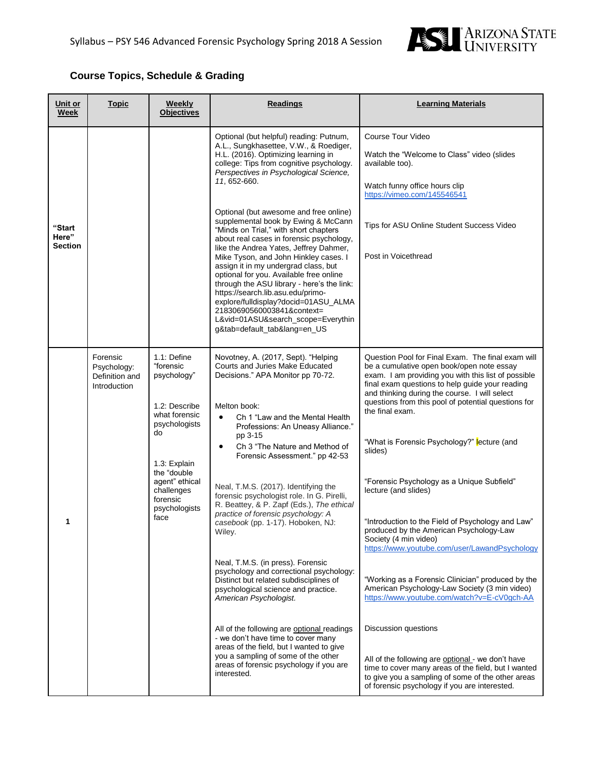## Course Topics, Schedule & Grading

| Unit or Week | Topic | Weekly Objectives | Readings | Learning Materials |
|---|---|---|---|---|
| **"Start Here" Section** | | | Optional (but helpful) reading: Putnum, A.L., Sungkhasettee, V.W., & Roediger, H.L. (2016). Optimizing learning in college: Tips from cognitive psychology. *Perspectives in Psychological Science, 11*, 652-660.<br><br>Optional (but awesome and free online) supplemental book by Ewing & McCann "Minds on Trial," with short chapters about real cases in forensic psychology, like the Andrea Yates, Jeffrey Dahmer, Mike Tyson, and John Hinkley cases. I assign it in my undergrad class, but optional for you. Available free online through the ASU library - here's the link: https://search.lib.asu.edu/primo-explore/fulldisplay?docid=01ASU_ALMA21830690560003841&context=L&vid=01ASU&search_scope=Everything&tab=default_tab&lang=en_US | Course Tour Video<br><br>Watch the "Welcome to Class" video (slides available too).<br><br>Watch funny office hours clip https://vimeo.com/145546541<br><br>Tips for ASU Online Student Success Video<br><br>Post in Voicethread |
| 1 | Forensic Psychology: Definition and Introduction | 1.1: Define "forensic psychology"<br><br>1.2: Describe what forensic psychologists do<br><br>1.3: Explain the "double agent" ethical challenges forensic psychologists face | Novotney, A. (2017, Sept). "Helping Courts and Juries Make Educated Decisions." APA Monitor pp 70-72.<br><br>Melton book:<br>• Ch 1 "Law and the Mental Health Professions: An Uneasy Alliance." pp 3-15<br>• Ch 3 "The Nature and Method of Forensic Assessment." pp 42-53<br><br>Neal, T.M.S. (2017). Identifying the forensic psychologist role. In G. Pirelli, R. Beattey, & P. Zapf (Eds.), *The ethical practice of forensic psychology: A casebook* (pp. 1-17). Hoboken, NJ: Wiley.<br><br>Neal, T.M.S. (in press). Forensic psychology and correctional psychology: Distinct but related subdisciplines of psychological science and practice. *American Psychologist.*<br><br>All of the following are optional readings - we don't have time to cover many areas of the field, but I wanted to give you a sampling of some of the other areas of forensic psychology if you are interested. | Question Pool for Final Exam. The final exam will be a cumulative open book/open note essay exam. I am providing you with this list of possible final exam questions to help guide your reading and thinking during the course. I will select questions from this pool of potential questions for the final exam.<br><br>"What is Forensic Psychology?" lecture (and slides)<br><br>"Forensic Psychology as a Unique Subfield" lecture (and slides)<br><br>"Introduction to the Field of Psychology and Law" produced by the American Psychology-Law Society (4 min video) https://www.youtube.com/user/LawandPsychology<br><br>"Working as a Forensic Clinician" produced by the American Psychology-Law Society (3 min video) https://www.youtube.com/watch?v=E-cV0gch-AA<br><br>Discussion questions<br><br>All of the following are optional - we don't have time to cover many areas of the field, but I wanted to give you a sampling of some of the other areas of forensic psychology if you are interested. |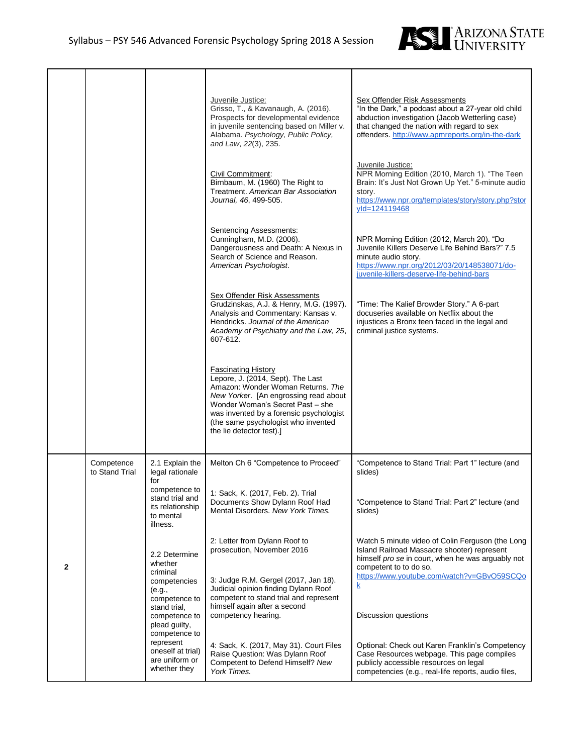| | | | | |
|---|---|---|---|---|
| | | | Juvenile Justice:<br>Grisso, T., & Kavanaugh, A. (2016). Prospects for developmental evidence in juvenile sentencing based on Miller v. Alabama. *Psychology, Public Policy, and Law*, *22*(3), 235.<br><br>Civil Commitment:<br>Birnbaum, M. (1960) The Right to Treatment. *American Bar Association Journal, 46*, 499-505.<br><br>Sentencing Assessments:<br>Cunningham, M.D. (2006). Dangerousness and Death: A Nexus in Search of Science and Reason. *American Psychologist*.<br><br>Sex Offender Risk Assessments<br>Grudzinskas, A.J. & Henry, M.G. (1997). Analysis and Commentary: Kansas v. Hendricks. *Journal of the American Academy of Psychiatry and the Law, 25*, 607-612.<br><br>Fascinating History<br>Lepore, J. (2014, Sept). The Last Amazon: Wonder Woman Returns. *The New Yorker*. [An engrossing read about Wonder Woman's Secret Past – she was invented by a forensic psychologist (the same psychologist who invented the lie detector test).] | Sex Offender Risk Assessments<br>"In the Dark," a podcast about a 27-year old child abduction investigation (Jacob Wetterling case) that changed the nation with regard to sex offenders. http://www.apmreports.org/in-the-dark<br><br>Juvenile Justice:<br>NPR Morning Edition (2010, March 1). "The Teen Brain: It's Just Not Grown Up Yet." 5-minute audio story. https://www.npr.org/templates/story/story.php?storyId=124119468<br><br>NPR Morning Edition (2012, March 20). "Do Juvenile Killers Deserve Life Behind Bars?" 7.5 minute audio story. https://www.npr.org/2012/03/20/148538071/do-juvenile-killers-deserve-life-behind-bars<br><br>"Time: The Kalief Browder Story." A 6-part docuseries available on Netflix about the injustices a Bronx teen faced in the legal and criminal justice systems. |
| 2 | Competence to Stand Trial | 2.1 Explain the legal rationale for competence to stand trial and its relationship to mental illness.<br><br>2.2 Determine whether criminal competencies (e.g., competence to stand trial, competence to plead guilty, competence to represent oneself at trial) are uniform or whether they | Melton Ch 6 "Competence to Proceed"<br><br>1: Sack, K. (2017, Feb. 2). Trial Documents Show Dylann Roof Had Mental Disorders. *New York Times.*<br><br>2: Letter from Dylann Roof to prosecution, November 2016<br><br>3: Judge R.M. Gergel (2017, Jan 18). Judicial opinion finding Dylann Roof competent to stand trial and represent himself again after a second competency hearing.<br><br>4: Sack, K. (2017, May 31). Court Files Raise Question: Was Dylann Roof Competent to Defend Himself? *New York Times.* | "Competence to Stand Trial: Part 1" lecture (and slides)<br><br>"Competence to Stand Trial: Part 2" lecture (and slides)<br><br>Watch 5 minute video of Colin Ferguson (the Long Island Railroad Massacre shooter) represent himself *pro se* in court, when he was arguably not competent to to do so. https://www.youtube.com/watch?v=GBvO59SCQok<br><br>Discussion questions<br><br>Optional: Check out Karen Franklin's Competency Case Resources webpage. This page compiles publicly accessible resources on legal competencies (e.g., real-life reports, audio files, |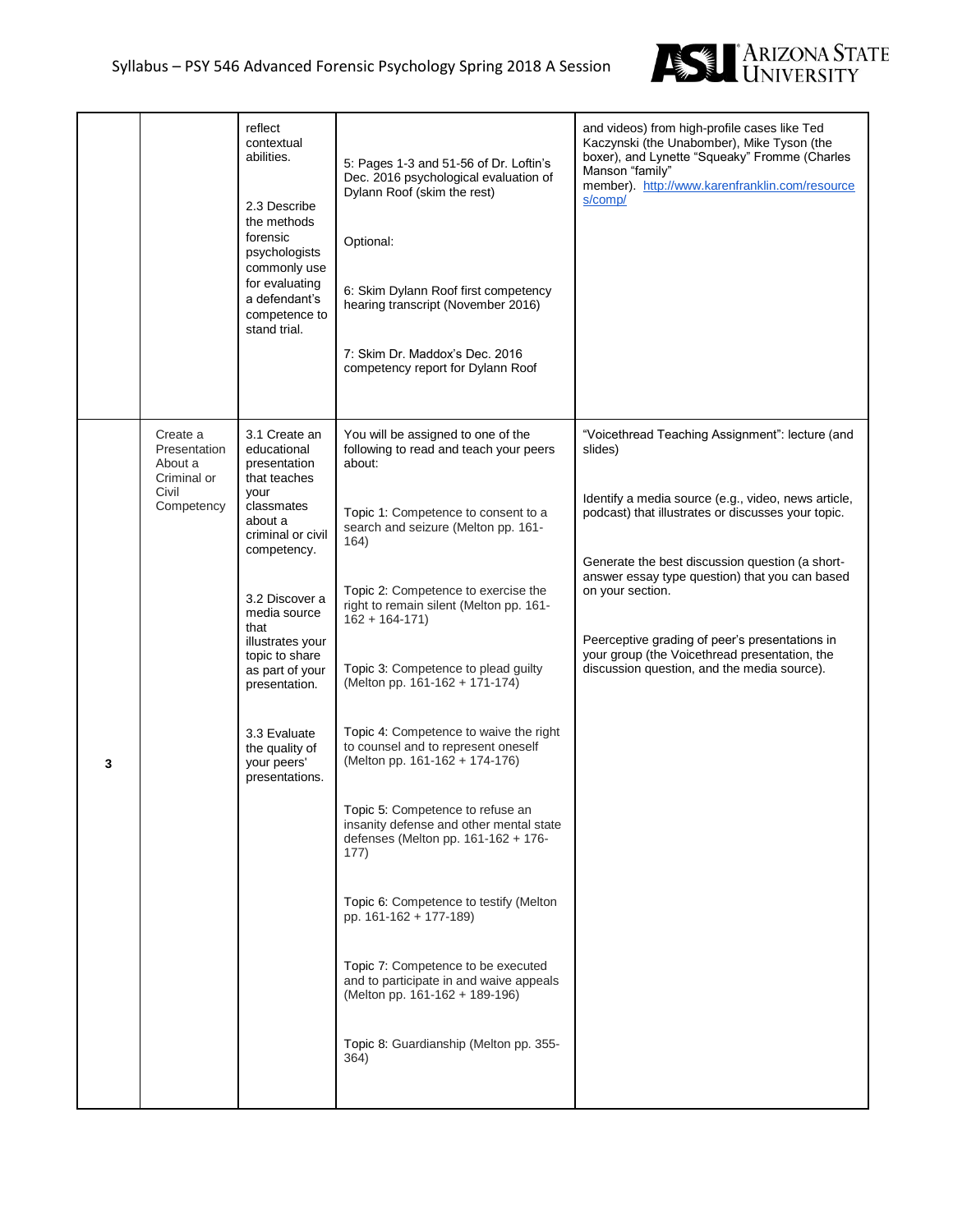| | | | | |
|---|---|---|---|---|
| | | reflect contextual abilities.<br><br>2.3 Describe the methods forensic psychologists commonly use for evaluating a defendant's competence to stand trial. | 5: Pages 1-3 and 51-56 of Dr. Loftin's Dec. 2016 psychological evaluation of Dylann Roof (skim the rest)<br><br>Optional:<br><br>6: Skim Dylann Roof first competency hearing transcript (November 2016)<br><br>7: Skim Dr. Maddox's Dec. 2016 competency report for Dylann Roof | and videos) from high-profile cases like Ted Kaczynski (the Unabomber), Mike Tyson (the boxer), and Lynette "Squeaky" Fromme (Charles Manson "family" member). http://www.karenfranklin.com/resources/comp/ |
| 3 | Create a Presentation About a Criminal or Civil Competency | 3.1 Create an educational presentation that teaches your classmates about a criminal or civil competency.<br><br>3.2 Discover a media source that illustrates your topic to share as part of your presentation.<br><br>3.3 Evaluate the quality of your peers' presentations. | You will be assigned to one of the following to read and teach your peers about:<br><br>Topic 1: Competence to consent to a search and seizure (Melton pp. 161-164)<br><br>Topic 2: Competence to exercise the right to remain silent (Melton pp. 161-162 + 164-171)<br><br>Topic 3: Competence to plead guilty (Melton pp. 161-162 + 171-174)<br><br>Topic 4: Competence to waive the right to counsel and to represent oneself (Melton pp. 161-162 + 174-176)<br><br>Topic 5: Competence to refuse an insanity defense and other mental state defenses (Melton pp. 161-162 + 176-177)<br><br>Topic 6: Competence to testify (Melton pp. 161-162 + 177-189)<br><br>Topic 7: Competence to be executed and to participate in and waive appeals (Melton pp. 161-162 + 189-196)<br><br>Topic 8: Guardianship (Melton pp. 355-364) | "Voicethread Teaching Assignment": lecture (and slides)<br><br>Identify a media source (e.g., video, news article, podcast) that illustrates or discusses your topic.<br><br>Generate the best discussion question (a short-answer essay type question) that you can based on your section.<br><br>Peerceptive grading of peer's presentations in your group (the Voicethread presentation, the discussion question, and the media source). |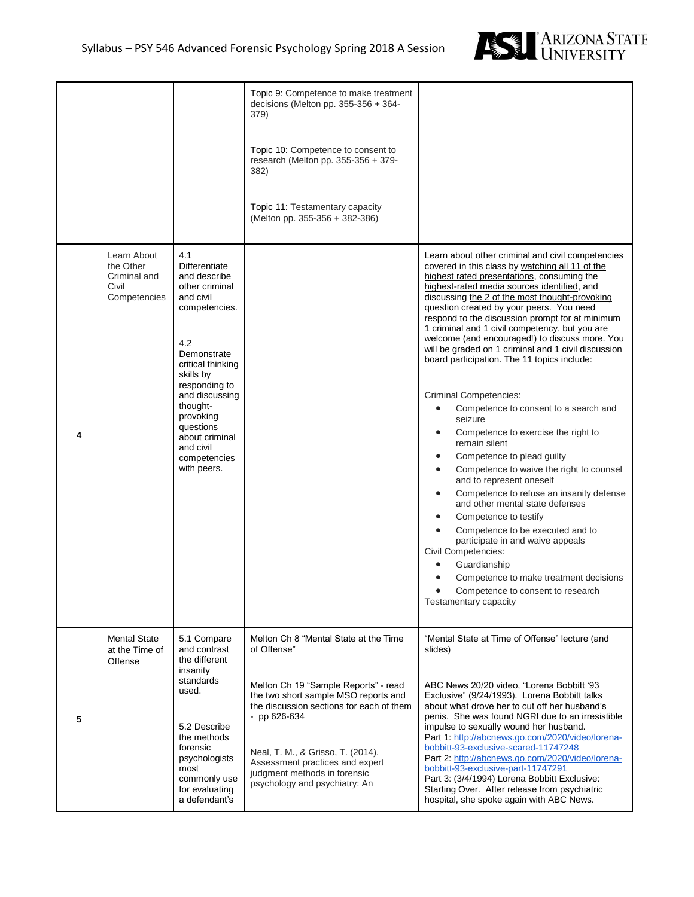| | | | | |
|---|---|---|---|---|
| | | | Topic 9: Competence to make treatment decisions (Melton pp. 355-356 + 364-379)<br><br>Topic 10: Competence to consent to research (Melton pp. 355-356 + 379-382)<br><br>Topic 11: Testamentary capacity (Melton pp. 355-356 + 382-386) | |
| 4 | Learn About the Other Criminal and Civil Competencies | 4.1 Differentiate and describe other criminal and civil competencies.<br><br>4.2 Demonstrate critical thinking skills by responding to and discussing thought-provoking questions about criminal and civil competencies with peers. | | Learn about other criminal and civil competencies covered in this class by watching all 11 of the highest rated presentations, consuming the highest-rated media sources identified, and discussing the 2 of the most thought-provoking question created by your peers. You need respond to the discussion prompt for at minimum 1 criminal and 1 civil competency, but you are welcome (and encouraged!) to discuss more. You will be graded on 1 criminal and 1 civil discussion board participation. The 11 topics include:<br><br>Criminal Competencies:<br>• Competence to consent to a search and seizure<br>• Competence to exercise the right to remain silent<br>• Competence to plead guilty<br>• Competence to waive the right to counsel and to represent oneself<br>• Competence to refuse an insanity defense and other mental state defenses<br>• Competence to testify<br>• Competence to be executed and to participate in and waive appeals<br>Civil Competencies:<br>• Guardianship<br>• Competence to make treatment decisions<br>• Competence to consent to research<br>Testamentary capacity |
| 5 | Mental State at the Time of Offense | 5.1 Compare and contrast the different insanity standards used.<br><br>5.2 Describe the methods forensic psychologists most commonly use for evaluating a defendant's | Melton Ch 8 "Mental State at the Time of Offense"<br><br>Melton Ch 19 "Sample Reports" - read the two short sample MSO reports and the discussion sections for each of them - pp 626-634<br><br>Neal, T. M., & Grisso, T. (2014). Assessment practices and expert judgment methods in forensic psychology and psychiatry: An | "Mental State at Time of Offense" lecture (and slides)<br><br>ABC News 20/20 video, "Lorena Bobbitt '93 Exclusive" (9/24/1993). Lorena Bobbitt talks about what drove her to cut off her husband's penis. She was found NGRI due to an irresistible impulse to sexually wound her husband.<br>Part 1: http://abcnews.go.com/2020/video/lorena-bobbitt-93-exclusive-scared-11747248<br>Part 2: http://abcnews.go.com/2020/video/lorena-bobbitt-93-exclusive-part-11747291<br>Part 3: (3/4/1994) Lorena Bobbitt Exclusive: Starting Over. After release from psychiatric hospital, she spoke again with ABC News. |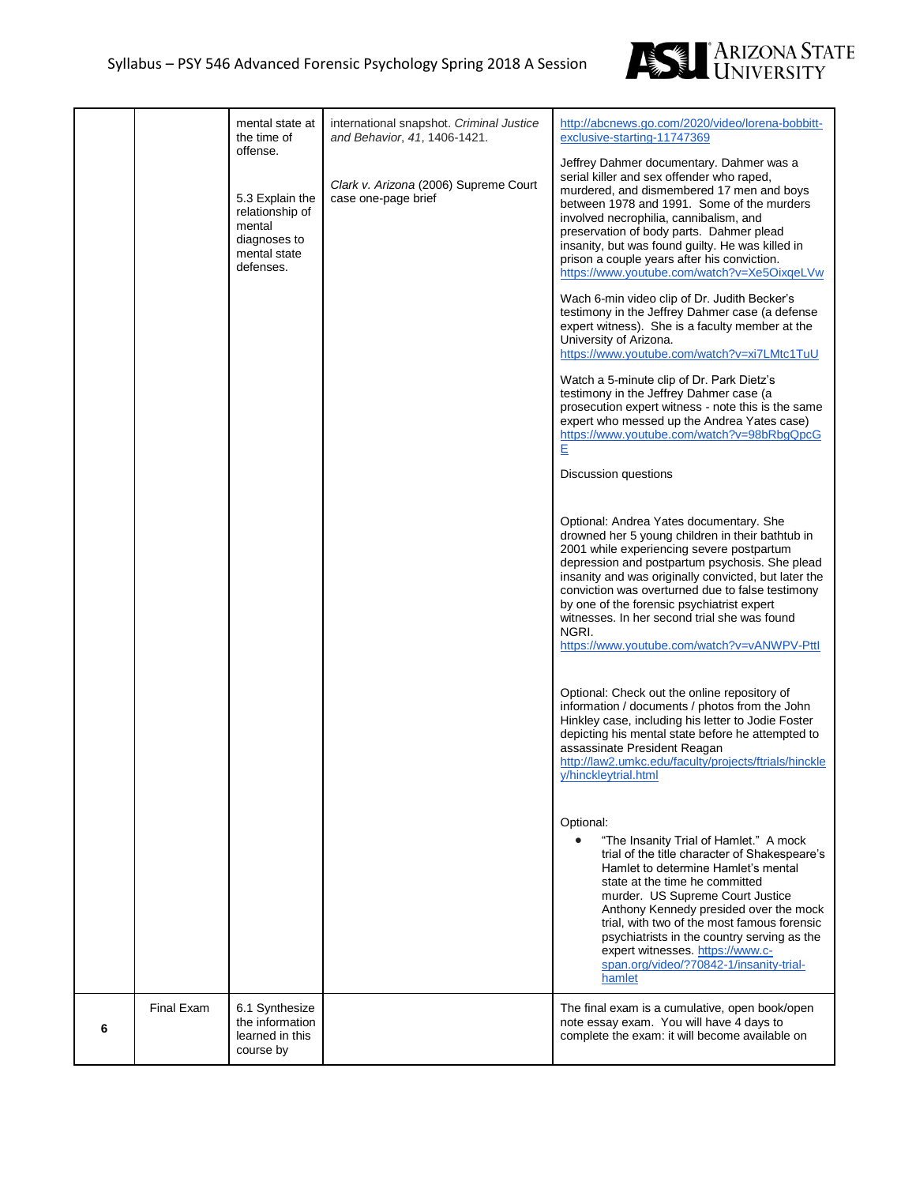| | | | | |
|---|---|---|---|---|
| | | mental state at the time of offense.<br><br>5.3 Explain the relationship of mental diagnoses to mental state defenses. | international snapshot. *Criminal Justice and Behavior*, *41*, 1406-1421.<br><br>*Clark v. Arizona* (2006) Supreme Court case one-page brief | http://abcnews.go.com/2020/video/lorena-bobbitt-exclusive-starting-11747369<br><br>Jeffrey Dahmer documentary. Dahmer was a serial killer and sex offender who raped, murdered, and dismembered 17 men and boys between 1978 and 1991. Some of the murders involved necrophilia, cannibalism, and preservation of body parts. Dahmer plead insanity, but was found guilty. He was killed in prison a couple years after his conviction. https://www.youtube.com/watch?v=Xe5OixqeLVw<br><br>Wach 6-min video clip of Dr. Judith Becker's testimony in the Jeffrey Dahmer case (a defense expert witness). She is a faculty member at the University of Arizona. https://www.youtube.com/watch?v=xi7LMtc1TuU<br><br>Watch a 5-minute clip of Dr. Park Dietz's testimony in the Jeffrey Dahmer case (a prosecution expert witness - note this is the same expert who messed up the Andrea Yates case) https://www.youtube.com/watch?v=98bRbgQpcGE<br><br>Discussion questions<br><br>Optional: Andrea Yates documentary. She drowned her 5 young children in their bathtub in 2001 while experiencing severe postpartum depression and postpartum psychosis. She plead insanity and was originally convicted, but later the conviction was overturned due to false testimony by one of the forensic psychiatrist expert witnesses. In her second trial she was found NGRI. https://www.youtube.com/watch?v=vANWPV-PttI<br><br>Optional: Check out the online repository of information / documents / photos from the John Hinkley case, including his letter to Jodie Foster depicting his mental state before he attempted to assassinate President Reagan http://law2.umkc.edu/faculty/projects/ftrials/hinckley/hinckleytrial.html<br><br>Optional:<br>• "The Insanity Trial of Hamlet." A mock trial of the title character of Shakespeare's Hamlet to determine Hamlet's mental state at the time he committed murder. US Supreme Court Justice Anthony Kennedy presided over the mock trial, with two of the most famous forensic psychiatrists in the country serving as the expert witnesses. https://www.c-span.org/video/?70842-1/insanity-trial-hamlet |
| **6** | Final Exam | 6.1 Synthesize the information learned in this course by | | The final exam is a cumulative, open book/open note essay exam. You will have 4 days to complete the exam: it will become available on |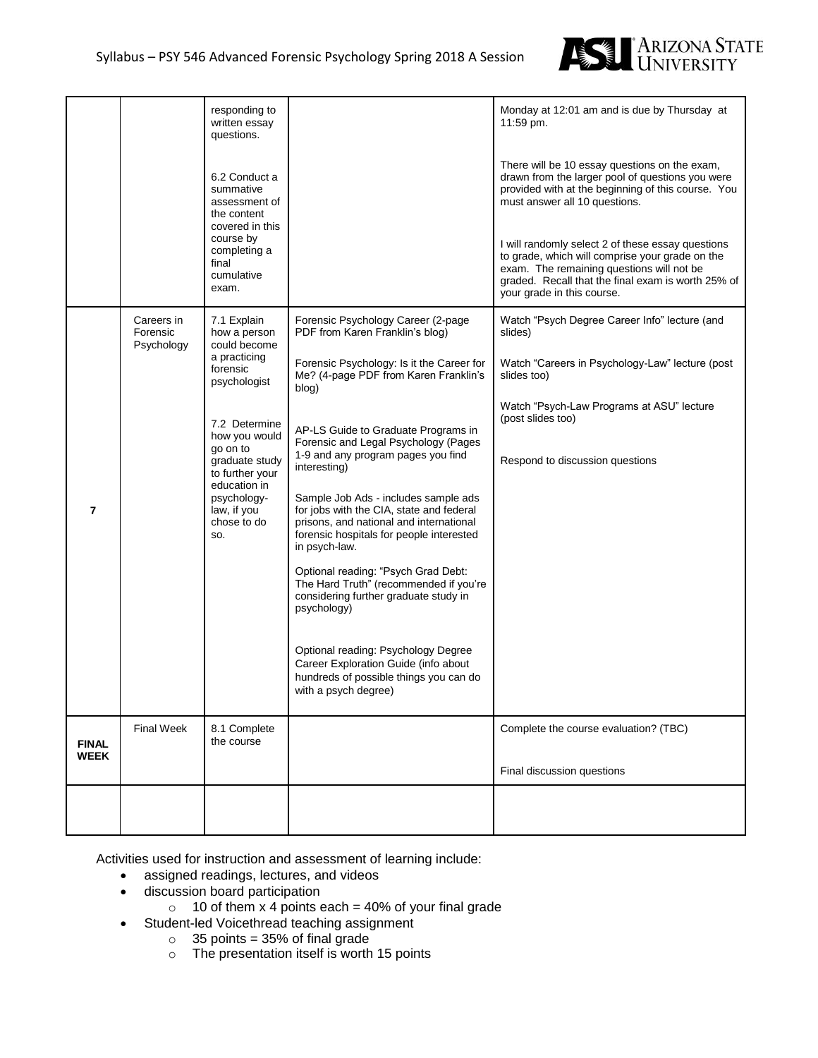| | | responding to written essay questions.<br><br>6.2 Conduct a summative assessment of the content covered in this course by completing a final cumulative exam. | | Monday at 12:01 am and is due by Thursday at 11:59 pm.<br><br>There will be 10 essay questions on the exam, drawn from the larger pool of questions you were provided with at the beginning of this course. You must answer all 10 questions.<br><br>I will randomly select 2 of these essay questions to grade, which will comprise your grade on the exam. The remaining questions will not be graded. Recall that the final exam is worth 25% of your grade in this course. |
|---|---|---|---|---|
| **7** | Careers in Forensic Psychology | 7.1 Explain how a person could become a practicing forensic psychologist<br><br>7.2 Determine how you would go on to graduate study to further your education in psychology-law, if you chose to do so. | Forensic Psychology Career (2-page PDF from Karen Franklin's blog)<br><br>Forensic Psychology: Is it the Career for Me? (4-page PDF from Karen Franklin's blog)<br><br>AP-LS Guide to Graduate Programs in Forensic and Legal Psychology (Pages 1-9 and any program pages you find interesting)<br><br>Sample Job Ads - includes sample ads for jobs with the CIA, state and federal prisons, and national and international forensic hospitals for people interested in psych-law.<br><br>Optional reading: "Psych Grad Debt: The Hard Truth" (recommended if you're considering further graduate study in psychology)<br><br>Optional reading: Psychology Degree Career Exploration Guide (info about hundreds of possible things you can do with a psych degree) | Watch "Psych Degree Career Info" lecture (and slides)<br><br>Watch "Careers in Psychology-Law" lecture (post slides too)<br><br>Watch "Psych-Law Programs at ASU" lecture (post slides too)<br><br>Respond to discussion questions |
| **FINAL WEEK** | Final Week | 8.1 Complete the course | | Complete the course evaluation? (TBC)<br><br>Final discussion questions |
| | | | | |

Activities used for instruction and assessment of learning include:

- assigned readings, lectures, and videos
- discussion board participation
  - 10 of them x 4 points each = 40% of your final grade
- Student-led Voicethread teaching assignment
  - 35 points = 35% of final grade
  - The presentation itself is worth 15 points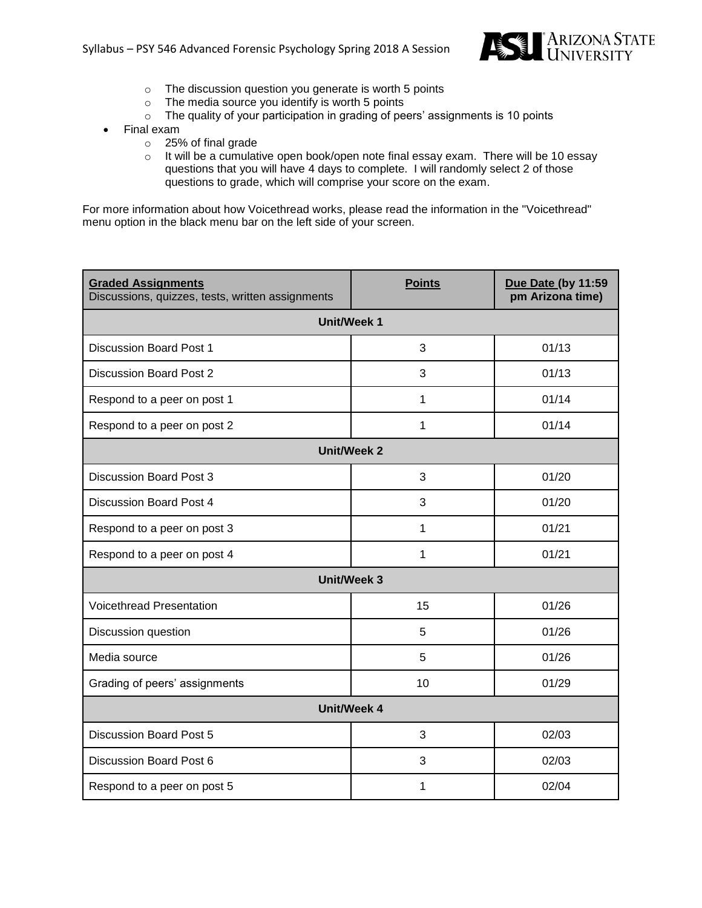- The discussion question you generate is worth 5 points
    - The media source you identify is worth 5 points
    - The quality of your participation in grading of peers' assignments is 10 points
- Final exam
    - 25% of final grade
    - It will be a cumulative open book/open note final essay exam. There will be 10 essay questions that you will have 4 days to complete. I will randomly select 2 of those questions to grade, which will comprise your score on the exam.

For more information about how Voicethread works, please read the information in the "Voicethread" menu option in the black menu bar on the left side of your screen.

| **Graded Assignments** Discussions, quizzes, tests, written assignments | **Points** | **Due Date (by 11:59 pm Arizona time)** |
|---|---|---|
| **Unit/Week 1** | | |
| Discussion Board Post 1 | 3 | 01/13 |
| Discussion Board Post 2 | 3 | 01/13 |
| Respond to a peer on post 1 | 1 | 01/14 |
| Respond to a peer on post 2 | 1 | 01/14 |
| **Unit/Week 2** | | |
| Discussion Board Post 3 | 3 | 01/20 |
| Discussion Board Post 4 | 3 | 01/20 |
| Respond to a peer on post 3 | 1 | 01/21 |
| Respond to a peer on post 4 | 1 | 01/21 |
| **Unit/Week 3** | | |
| Voicethread Presentation | 15 | 01/26 |
| Discussion question | 5 | 01/26 |
| Media source | 5 | 01/26 |
| Grading of peers' assignments | 10 | 01/29 |
| **Unit/Week 4** | | |
| Discussion Board Post 5 | 3 | 02/03 |
| Discussion Board Post 6 | 3 | 02/03 |
| Respond to a peer on post 5 | 1 | 02/04 |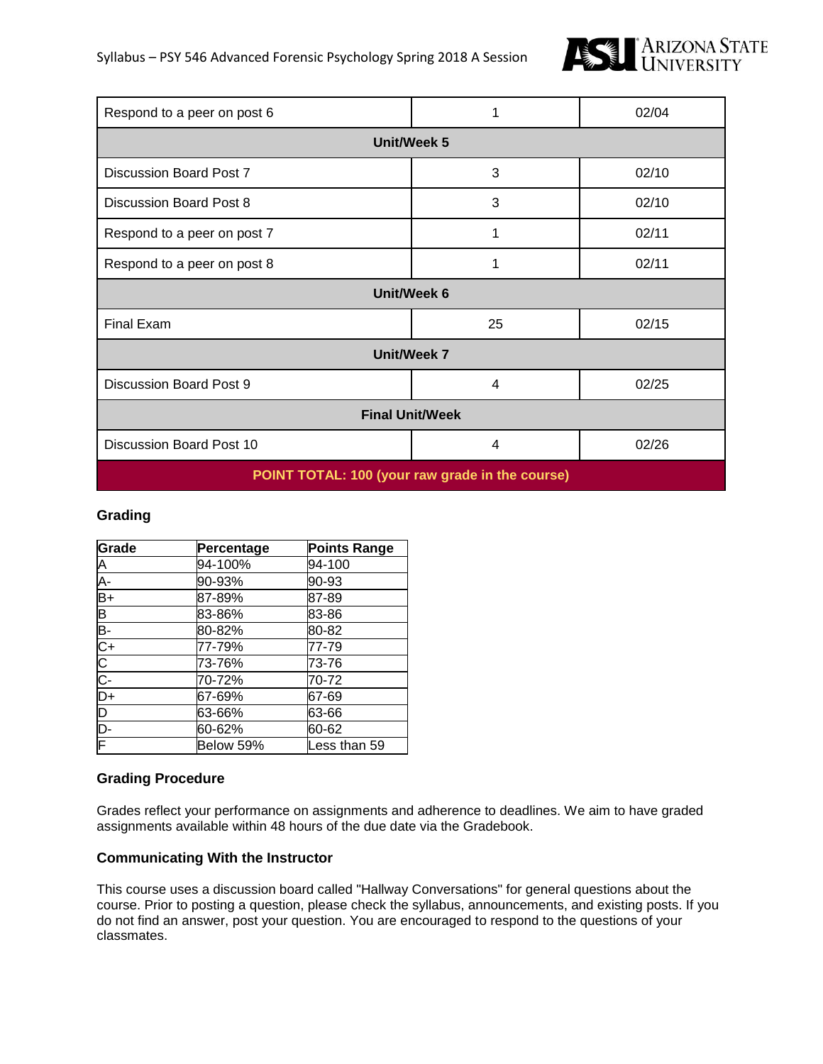| Respond to a peer on post 6 | 1 | 02/04 |
| --- | --- | --- |
| **Unit/Week 5** | | |
| Discussion Board Post 7 | 3 | 02/10 |
| Discussion Board Post 8 | 3 | 02/10 |
| Respond to a peer on post 7 | 1 | 02/11 |
| Respond to a peer on post 8 | 1 | 02/11 |
| **Unit/Week 6** | | |
| Final Exam | 25 | 02/15 |
| **Unit/Week 7** | | |
| Discussion Board Post 9 | 4 | 02/25 |
| **Final Unit/Week** | | |
| Discussion Board Post 10 | 4 | 02/26 |
| **POINT TOTAL: 100 (your raw grade in the course)** | | |

### Grading

| Grade | Percentage | Points Range |
| --- | --- | --- |
| A | 94-100% | 94-100 |
| A- | 90-93% | 90-93 |
| B+ | 87-89% | 87-89 |
| B | 83-86% | 83-86 |
| B- | 80-82% | 80-82 |
| C+ | 77-79% | 77-79 |
| C | 73-76% | 73-76 |
| C- | 70-72% | 70-72 |
| D+ | 67-69% | 67-69 |
| D | 63-66% | 63-66 |
| D- | 60-62% | 60-62 |
| F | Below 59% | Less than 59 |

### Grading Procedure

Grades reflect your performance on assignments and adherence to deadlines. We aim to have graded assignments available within 48 hours of the due date via the Gradebook.

### Communicating With the Instructor

This course uses a discussion board called "Hallway Conversations" for general questions about the course. Prior to posting a question, please check the syllabus, announcements, and existing posts. If you do not find an answer, post your question. You are encouraged to respond to the questions of your classmates.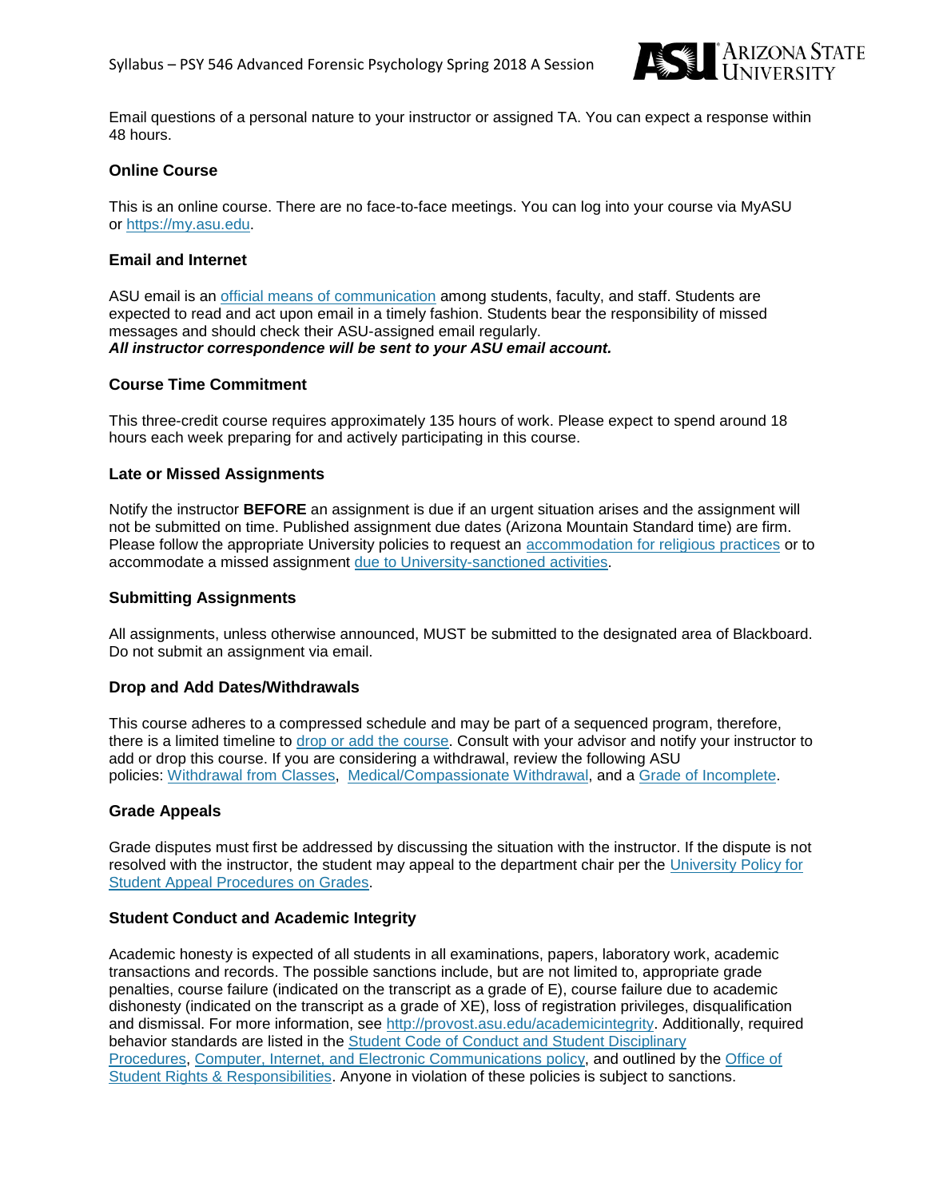Email questions of a personal nature to your instructor or assigned TA. You can expect a response within 48 hours.

### Online Course

This is an online course. There are no face-to-face meetings. You can log into your course via MyASU or https://my.asu.edu.

### Email and Internet

ASU email is an official means of communication among students, faculty, and staff. Students are expected to read and act upon email in a timely fashion. Students bear the responsibility of missed messages and should check their ASU-assigned email regularly.
***All instructor correspondence will be sent to your ASU email account.***

### Course Time Commitment

This three-credit course requires approximately 135 hours of work. Please expect to spend around 18 hours each week preparing for and actively participating in this course.

### Late or Missed Assignments

Notify the instructor **BEFORE** an assignment is due if an urgent situation arises and the assignment will not be submitted on time. Published assignment due dates (Arizona Mountain Standard time) are firm. Please follow the appropriate University policies to request an accommodation for religious practices or to accommodate a missed assignment due to University-sanctioned activities.

### Submitting Assignments

All assignments, unless otherwise announced, MUST be submitted to the designated area of Blackboard. Do not submit an assignment via email.

### Drop and Add Dates/Withdrawals

This course adheres to a compressed schedule and may be part of a sequenced program, therefore, there is a limited timeline to drop or add the course. Consult with your advisor and notify your instructor to add or drop this course. If you are considering a withdrawal, review the following ASU policies: Withdrawal from Classes, Medical/Compassionate Withdrawal, and a Grade of Incomplete.

### Grade Appeals

Grade disputes must first be addressed by discussing the situation with the instructor. If the dispute is not resolved with the instructor, the student may appeal to the department chair per the University Policy for Student Appeal Procedures on Grades.

### Student Conduct and Academic Integrity

Academic honesty is expected of all students in all examinations, papers, laboratory work, academic transactions and records. The possible sanctions include, but are not limited to, appropriate grade penalties, course failure (indicated on the transcript as a grade of E), course failure due to academic dishonesty (indicated on the transcript as a grade of XE), loss of registration privileges, disqualification and dismissal. For more information, see http://provost.asu.edu/academicintegrity. Additionally, required behavior standards are listed in the Student Code of Conduct and Student Disciplinary Procedures, Computer, Internet, and Electronic Communications policy, and outlined by the Office of Student Rights & Responsibilities. Anyone in violation of these policies is subject to sanctions.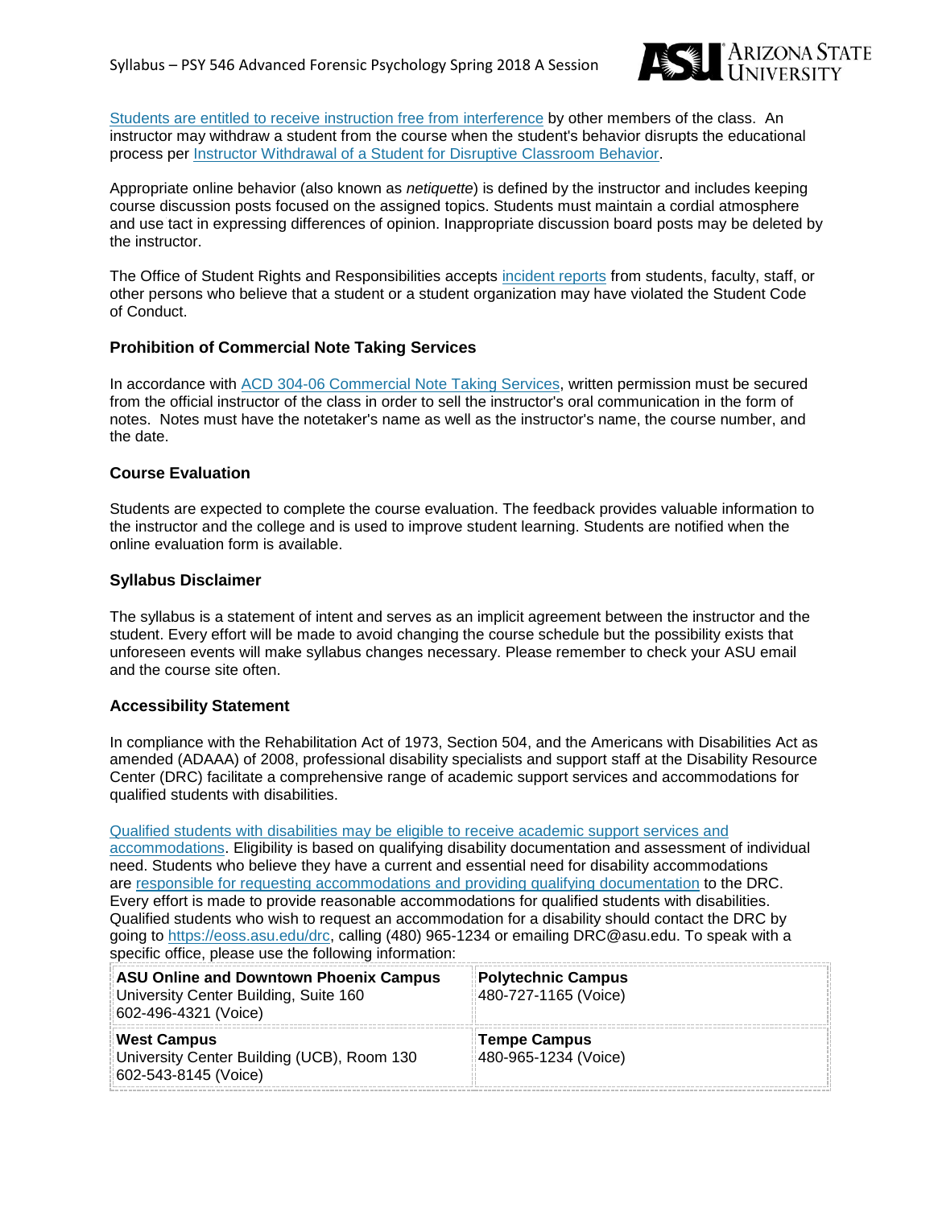Students are entitled to receive instruction free from interference by other members of the class. An instructor may withdraw a student from the course when the student's behavior disrupts the educational process per Instructor Withdrawal of a Student for Disruptive Classroom Behavior.

Appropriate online behavior (also known as *netiquette*) is defined by the instructor and includes keeping course discussion posts focused on the assigned topics. Students must maintain a cordial atmosphere and use tact in expressing differences of opinion. Inappropriate discussion board posts may be deleted by the instructor.

The Office of Student Rights and Responsibilities accepts incident reports from students, faculty, staff, or other persons who believe that a student or a student organization may have violated the Student Code of Conduct.

### Prohibition of Commercial Note Taking Services

In accordance with ACD 304-06 Commercial Note Taking Services, written permission must be secured from the official instructor of the class in order to sell the instructor's oral communication in the form of notes. Notes must have the notetaker's name as well as the instructor's name, the course number, and the date.

### Course Evaluation

Students are expected to complete the course evaluation. The feedback provides valuable information to the instructor and the college and is used to improve student learning. Students are notified when the online evaluation form is available.

### Syllabus Disclaimer

The syllabus is a statement of intent and serves as an implicit agreement between the instructor and the student. Every effort will be made to avoid changing the course schedule but the possibility exists that unforeseen events will make syllabus changes necessary. Please remember to check your ASU email and the course site often.

### Accessibility Statement

In compliance with the Rehabilitation Act of 1973, Section 504, and the Americans with Disabilities Act as amended (ADAAA) of 2008, professional disability specialists and support staff at the Disability Resource Center (DRC) facilitate a comprehensive range of academic support services and accommodations for qualified students with disabilities.

Qualified students with disabilities may be eligible to receive academic support services and accommodations. Eligibility is based on qualifying disability documentation and assessment of individual need. Students who believe they have a current and essential need for disability accommodations are responsible for requesting accommodations and providing qualifying documentation to the DRC. Every effort is made to provide reasonable accommodations for qualified students with disabilities. Qualified students who wish to request an accommodation for a disability should contact the DRC by going to https://eoss.asu.edu/drc, calling (480) 965-1234 or emailing DRC@asu.edu. To speak with a specific office, please use the following information:

| | |
|---|---|
| **ASU Online and Downtown Phoenix Campus**<br>University Center Building, Suite 160<br>602-496-4321 (Voice) | **Polytechnic Campus**<br>480-727-1165 (Voice) |
| **West Campus**<br>University Center Building (UCB), Room 130<br>602-543-8145 (Voice) | **Tempe Campus**<br>480-965-1234 (Voice) |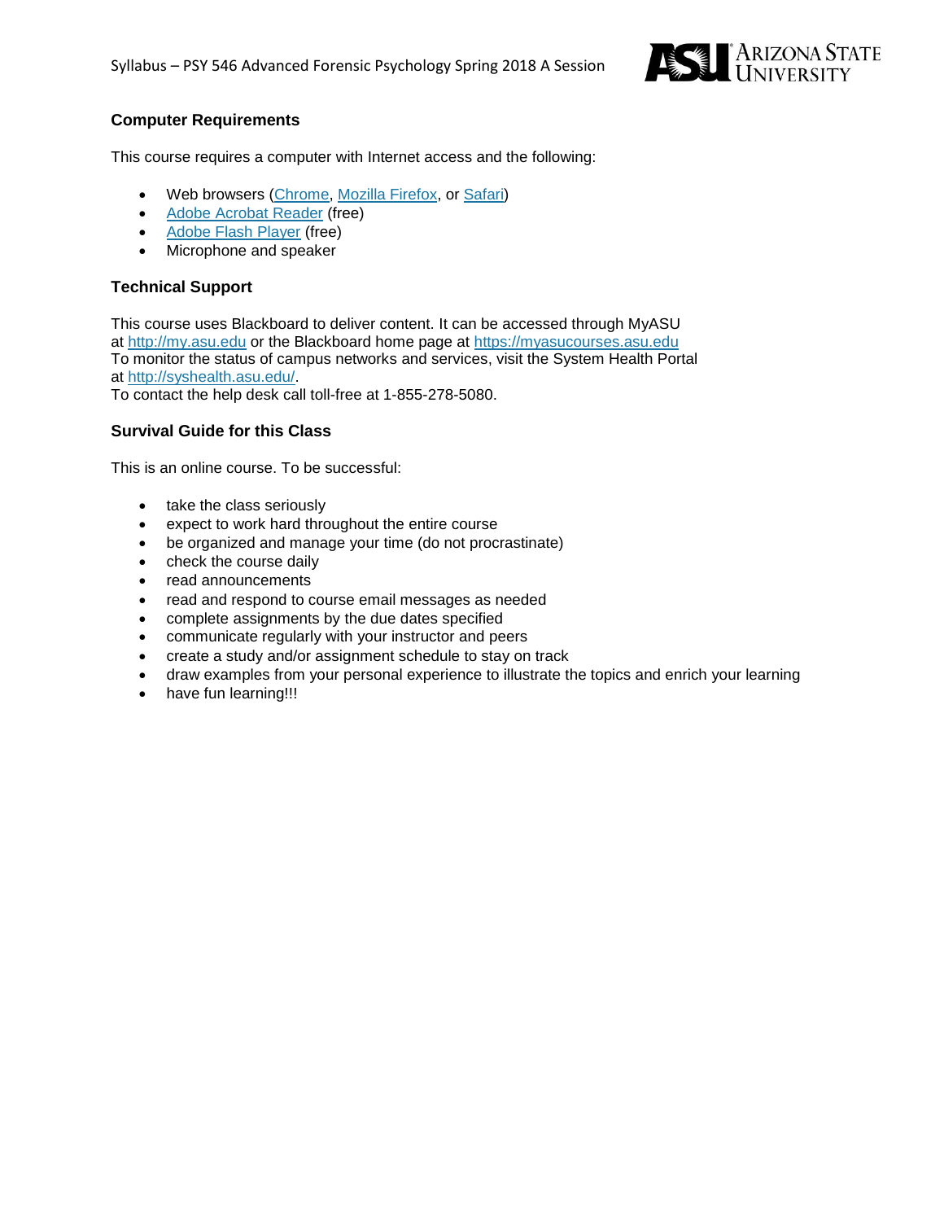### Computer Requirements

This course requires a computer with Internet access and the following:

- Web browsers (Chrome, Mozilla Firefox, or Safari)
- Adobe Acrobat Reader (free)
- Adobe Flash Player (free)
- Microphone and speaker

### Technical Support

This course uses Blackboard to deliver content. It can be accessed through MyASU at http://my.asu.edu or the Blackboard home page at https://myasucourses.asu.edu
To monitor the status of campus networks and services, visit the System Health Portal at http://syshealth.asu.edu/.
To contact the help desk call toll-free at 1-855-278-5080.

### Survival Guide for this Class

This is an online course. To be successful:

- take the class seriously
- expect to work hard throughout the entire course
- be organized and manage your time (do not procrastinate)
- check the course daily
- read announcements
- read and respond to course email messages as needed
- complete assignments by the due dates specified
- communicate regularly with your instructor and peers
- create a study and/or assignment schedule to stay on track
- draw examples from your personal experience to illustrate the topics and enrich your learning
- have fun learning!!!